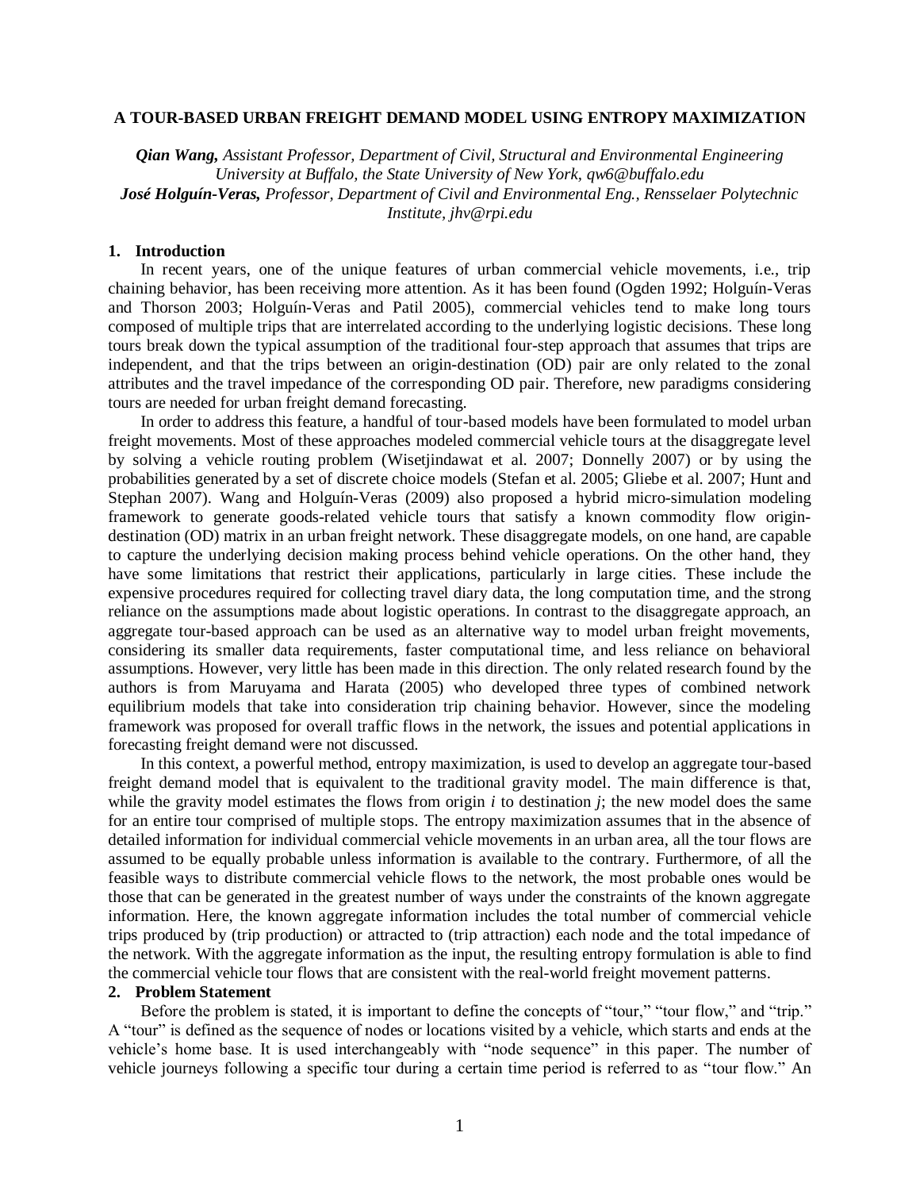# A TOUR-BASED URBAN FREIGHT DEMAND MODEL USING ENTROPY MAXIMIZATION

***Qian Wang,*** *Assistant Professor, Department of Civil, Structural and Environmental Engineering University at Buffalo, the State University of New York, qw6@buffalo.edu*
***José Holguín-Veras,*** *Professor, Department of Civil and Environmental Eng., Rensselaer Polytechnic Institute, jhv@rpi.edu*

## 1. Introduction

In recent years, one of the unique features of urban commercial vehicle movements, i.e., trip chaining behavior, has been receiving more attention. As it has been found (Ogden 1992; Holguín-Veras and Thorson 2003; Holguín-Veras and Patil 2005), commercial vehicles tend to make long tours composed of multiple trips that are interrelated according to the underlying logistic decisions. These long tours break down the typical assumption of the traditional four-step approach that assumes that trips are independent, and that the trips between an origin-destination (OD) pair are only related to the zonal attributes and the travel impedance of the corresponding OD pair. Therefore, new paradigms considering tours are needed for urban freight demand forecasting.

In order to address this feature, a handful of tour-based models have been formulated to model urban freight movements. Most of these approaches modeled commercial vehicle tours at the disaggregate level by solving a vehicle routing problem (Wisetjindawat et al. 2007; Donnelly 2007) or by using the probabilities generated by a set of discrete choice models (Stefan et al. 2005; Gliebe et al. 2007; Hunt and Stephan 2007). Wang and Holguín-Veras (2009) also proposed a hybrid micro-simulation modeling framework to generate goods-related vehicle tours that satisfy a known commodity flow origin-destination (OD) matrix in an urban freight network. These disaggregate models, on one hand, are capable to capture the underlying decision making process behind vehicle operations. On the other hand, they have some limitations that restrict their applications, particularly in large cities. These include the expensive procedures required for collecting travel diary data, the long computation time, and the strong reliance on the assumptions made about logistic operations. In contrast to the disaggregate approach, an aggregate tour-based approach can be used as an alternative way to model urban freight movements, considering its smaller data requirements, faster computational time, and less reliance on behavioral assumptions. However, very little has been made in this direction. The only related research found by the authors is from Maruyama and Harata (2005) who developed three types of combined network equilibrium models that take into consideration trip chaining behavior. However, since the modeling framework was proposed for overall traffic flows in the network, the issues and potential applications in forecasting freight demand were not discussed.

In this context, a powerful method, entropy maximization, is used to develop an aggregate tour-based freight demand model that is equivalent to the traditional gravity model. The main difference is that, while the gravity model estimates the flows from origin $i$ to destination $j$; the new model does the same for an entire tour comprised of multiple stops. The entropy maximization assumes that in the absence of detailed information for individual commercial vehicle movements in an urban area, all the tour flows are assumed to be equally probable unless information is available to the contrary. Furthermore, of all the feasible ways to distribute commercial vehicle flows to the network, the most probable ones would be those that can be generated in the greatest number of ways under the constraints of the known aggregate information. Here, the known aggregate information includes the total number of commercial vehicle trips produced by (trip production) or attracted to (trip attraction) each node and the total impedance of the network. With the aggregate information as the input, the resulting entropy formulation is able to find the commercial vehicle tour flows that are consistent with the real-world freight movement patterns.

## 2. Problem Statement

Before the problem is stated, it is important to define the concepts of "tour," "tour flow," and "trip." A "tour" is defined as the sequence of nodes or locations visited by a vehicle, which starts and ends at the vehicle's home base. It is used interchangeably with "node sequence" in this paper. The number of vehicle journeys following a specific tour during a certain time period is referred to as "tour flow." An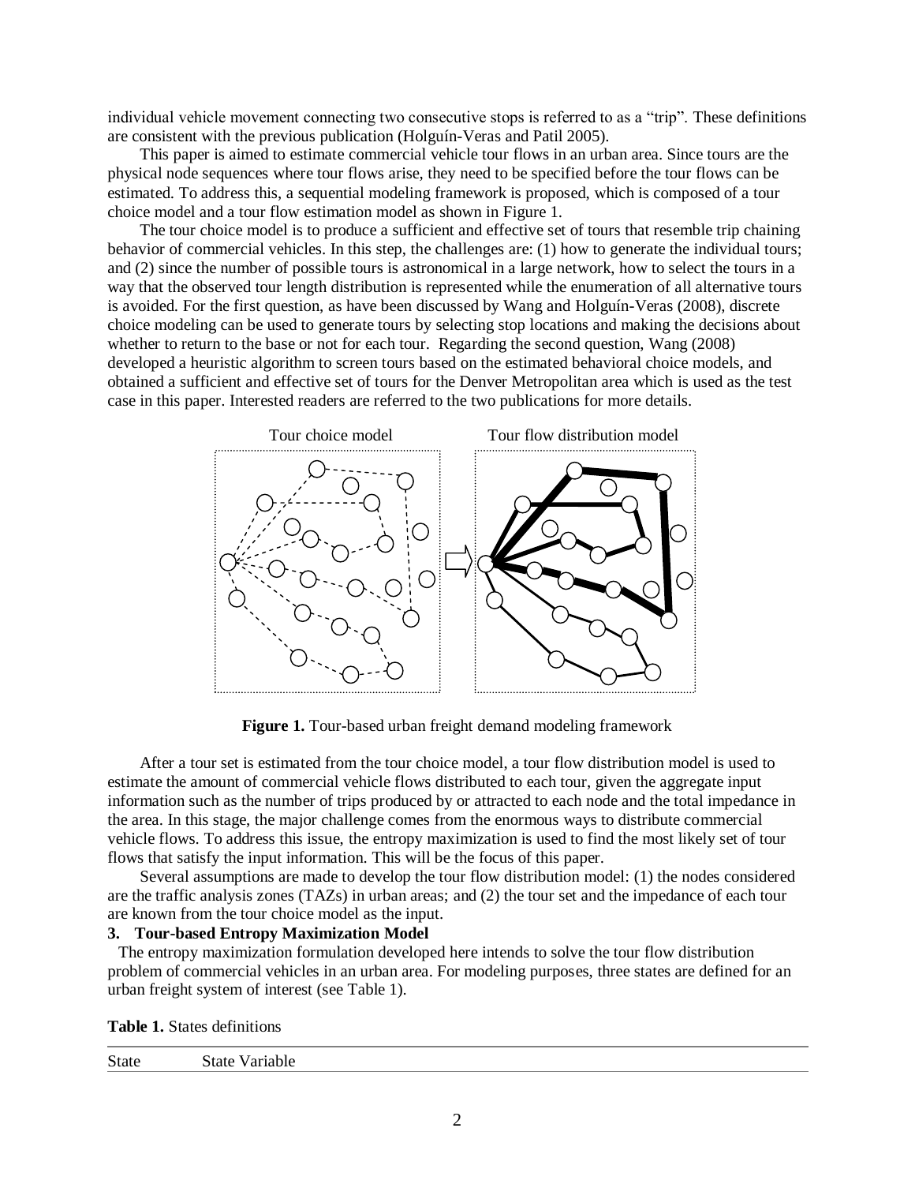individual vehicle movement connecting two consecutive stops is referred to as a "trip". These definitions are consistent with the previous publication (Holguín-Veras and Patil 2005).

This paper is aimed to estimate commercial vehicle tour flows in an urban area. Since tours are the physical node sequences where tour flows arise, they need to be specified before the tour flows can be estimated. To address this, a sequential modeling framework is proposed, which is composed of a tour choice model and a tour flow estimation model as shown in Figure 1.

The tour choice model is to produce a sufficient and effective set of tours that resemble trip chaining behavior of commercial vehicles. In this step, the challenges are: (1) how to generate the individual tours; and (2) since the number of possible tours is astronomical in a large network, how to select the tours in a way that the observed tour length distribution is represented while the enumeration of all alternative tours is avoided. For the first question, as have been discussed by Wang and Holguín-Veras (2008), discrete choice modeling can be used to generate tours by selecting stop locations and making the decisions about whether to return to the base or not for each tour. Regarding the second question, Wang (2008) developed a heuristic algorithm to screen tours based on the estimated behavioral choice models, and obtained a sufficient and effective set of tours for the Denver Metropolitan area which is used as the test case in this paper. Interested readers are referred to the two publications for more details.

Tour choice model | Tour flow distribution model

**Figure 1.** Tour-based urban freight demand modeling framework

After a tour set is estimated from the tour choice model, a tour flow distribution model is used to estimate the amount of commercial vehicle flows distributed to each tour, given the aggregate input information such as the number of trips produced by or attracted to each node and the total impedance in the area. In this stage, the major challenge comes from the enormous ways to distribute commercial vehicle flows. To address this issue, the entropy maximization is used to find the most likely set of tour flows that satisfy the input information. This will be the focus of this paper.

Several assumptions are made to develop the tour flow distribution model: (1) the nodes considered are the traffic analysis zones (TAZs) in urban areas; and (2) the tour set and the impedance of each tour are known from the tour choice model as the input.

### 3. Tour-based Entropy Maximization Model

The entropy maximization formulation developed here intends to solve the tour flow distribution problem of commercial vehicles in an urban area. For modeling purposes, three states are defined for an urban freight system of interest (see Table 1).

**Table 1.** States definitions

| State | State Variable |
| --- | --- |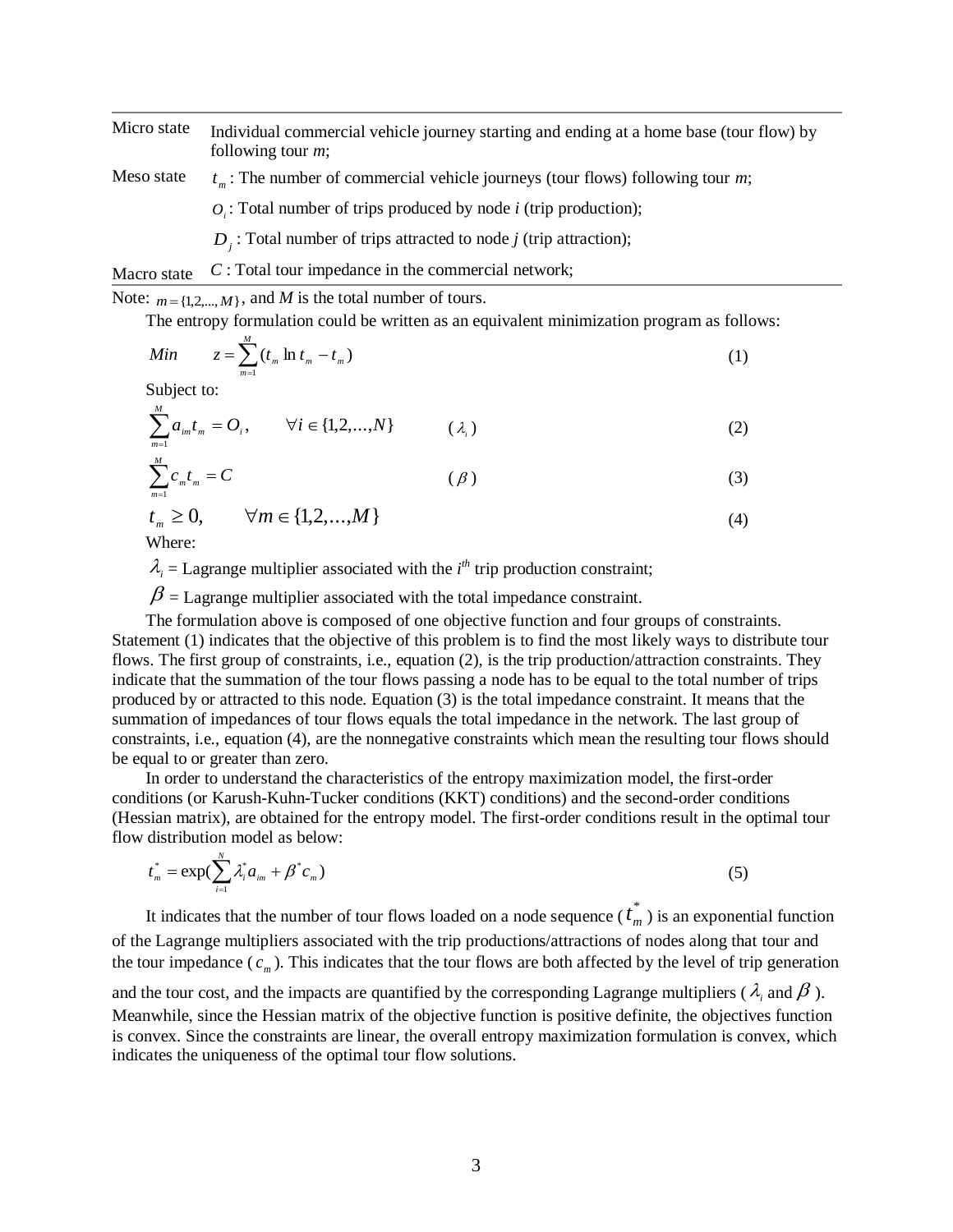| | |
|---|---|
| Micro state | Individual commercial vehicle journey starting and ending at a home base (tour flow) by following tour *m*; |
| Meso state | $t_m$ : The number of commercial vehicle journeys (tour flows) following tour *m*; |
| | $O_i$ : Total number of trips produced by node *i* (trip production); |
| | $D_j$ : Total number of trips attracted to node *j* (trip attraction); |
| Macro state | $C$ : Total tour impedance in the commercial network; |

Note: $m = \{1,2,...,M\}$, and *M* is the total number of tours.

The entropy formulation could be written as an equivalent minimization program as follows:

$$Min \qquad z = \sum_{m=1}^{M} (t_m \ln t_m - t_m) \tag{1}$$

Subject to:

$$\sum_{m=1}^{M} a_{im} t_m = O_i, \qquad \forall i \in \{1,2,\ldots,N\} \qquad (\lambda_i) \tag{2}$$

$$\sum_{m=1}^{M} c_m t_m = C \qquad (\beta) \tag{3}$$

$$t_m \geq 0, \qquad \forall m \in \{1,2,\ldots,M\} \tag{4}$$

Where:

$\lambda_i$ = Lagrange multiplier associated with the $i^{th}$ trip production constraint;

$\beta$ = Lagrange multiplier associated with the total impedance constraint.

The formulation above is composed of one objective function and four groups of constraints. Statement (1) indicates that the objective of this problem is to find the most likely ways to distribute tour flows. The first group of constraints, i.e., equation (2), is the trip production/attraction constraints. They indicate that the summation of the tour flows passing a node has to be equal to the total number of trips produced by or attracted to this node. Equation (3) is the total impedance constraint. It means that the summation of impedances of tour flows equals the total impedance in the network. The last group of constraints, i.e., equation (4), are the nonnegative constraints which mean the resulting tour flows should be equal to or greater than zero.

In order to understand the characteristics of the entropy maximization model, the first-order conditions (or Karush-Kuhn-Tucker conditions (KKT) conditions) and the second-order conditions (Hessian matrix), are obtained for the entropy model. The first-order conditions result in the optimal tour flow distribution model as below:

$$t_m^* = \exp\left(\sum_{i=1}^{N} \lambda_i^* a_{im} + \beta^* c_m\right) \tag{5}$$

It indicates that the number of tour flows loaded on a node sequence ($t_m^*$) is an exponential function of the Lagrange multipliers associated with the trip productions/attractions of nodes along that tour and the tour impedance ($c_m$). This indicates that the tour flows are both affected by the level of trip generation and the tour cost, and the impacts are quantified by the corresponding Lagrange multipliers ($\lambda_i$ and $\beta$). Meanwhile, since the Hessian matrix of the objective function is positive definite, the objectives function is convex. Since the constraints are linear, the overall entropy maximization formulation is convex, which indicates the uniqueness of the optimal tour flow solutions.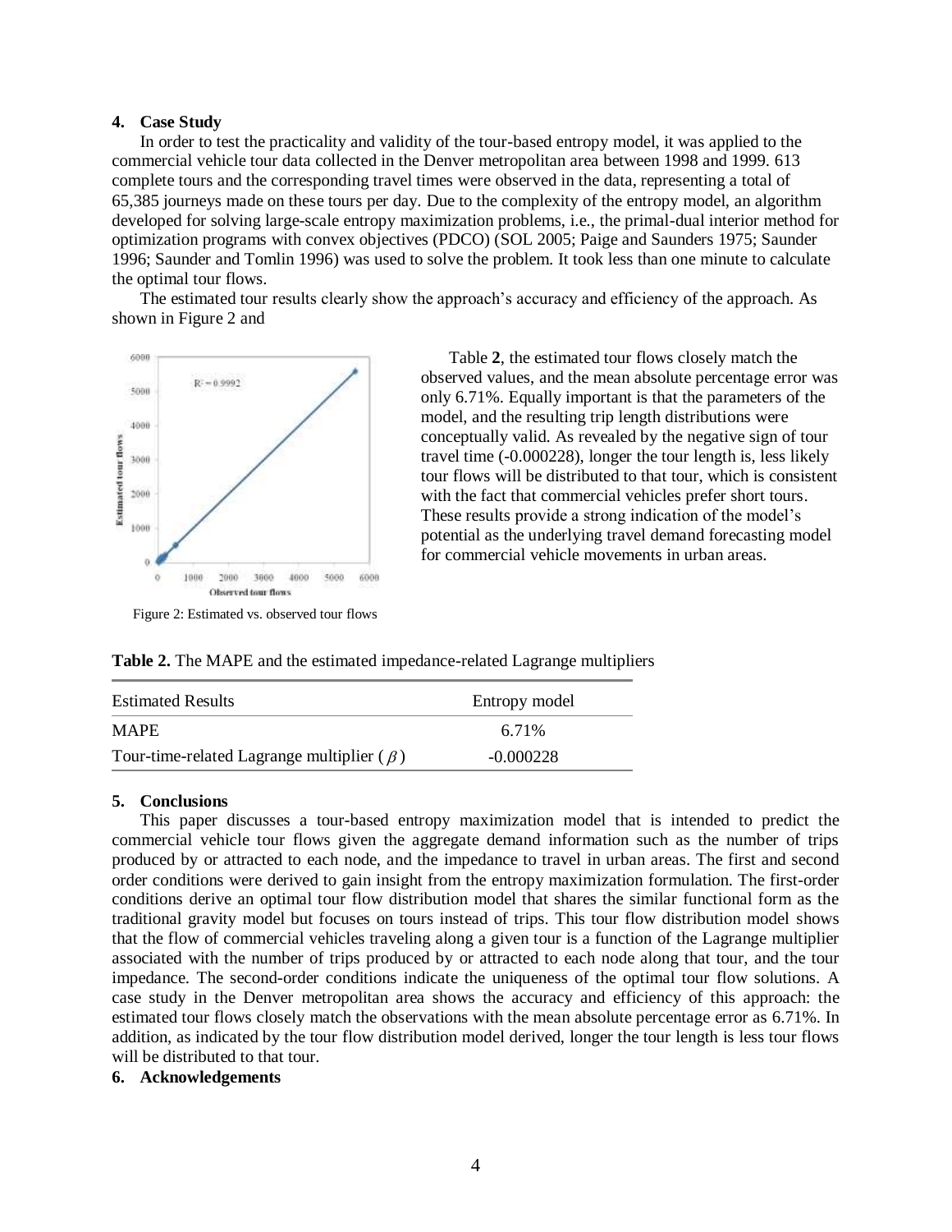## 4. Case Study

In order to test the practicality and validity of the tour-based entropy model, it was applied to the commercial vehicle tour data collected in the Denver metropolitan area between 1998 and 1999. 613 complete tours and the corresponding travel times were observed in the data, representing a total of 65,385 journeys made on these tours per day. Due to the complexity of the entropy model, an algorithm developed for solving large-scale entropy maximization problems, i.e., the primal-dual interior method for optimization programs with convex objectives (PDCO) (SOL 2005; Paige and Saunders 1975; Saunder 1996; Saunder and Tomlin 1996) was used to solve the problem. It took less than one minute to calculate the optimal tour flows.

The estimated tour results clearly show the approach's accuracy and efficiency of the approach. As shown in Figure 2 and Table **2**, the estimated tour flows closely match the observed values, and the mean absolute percentage error was only 6.71%. Equally important is that the parameters of the model, and the resulting trip length distributions were conceptually valid. As revealed by the negative sign of tour travel time (-0.000228), longer the tour length is, less likely tour flows will be distributed to that tour, which is consistent with the fact that commercial vehicles prefer short tours. These results provide a strong indication of the model's potential as the underlying travel demand forecasting model for commercial vehicle movements in urban areas.

Figure 2: Estimated vs. observed tour flows

**Table 2.** The MAPE and the estimated impedance-related Lagrange multipliers

| Estimated Results | Entropy model |
|---|---|
| MAPE | 6.71% |
| Tour-time-related Lagrange multiplier ( $\beta$ ) | -0.000228 |

## 5. Conclusions

This paper discusses a tour-based entropy maximization model that is intended to predict the commercial vehicle tour flows given the aggregate demand information such as the number of trips produced by or attracted to each node, and the impedance to travel in urban areas. The first and second order conditions were derived to gain insight from the entropy maximization formulation. The first-order conditions derive an optimal tour flow distribution model that shares the similar functional form as the traditional gravity model but focuses on tours instead of trips. This tour flow distribution model shows that the flow of commercial vehicles traveling along a given tour is a function of the Lagrange multiplier associated with the number of trips produced by or attracted to each node along that tour, and the tour impedance. The second-order conditions indicate the uniqueness of the optimal tour flow solutions. A case study in the Denver metropolitan area shows the accuracy and efficiency of this approach: the estimated tour flows closely match the observations with the mean absolute percentage error as 6.71%. In addition, as indicated by the tour flow distribution model derived, longer the tour length is less tour flows will be distributed to that tour.

## 6. Acknowledgements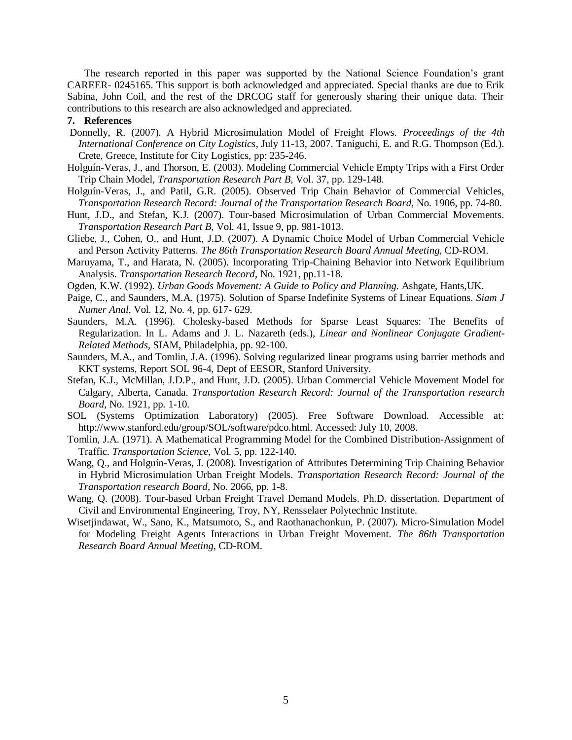The research reported in this paper was supported by the National Science Foundation's grant CAREER- 0245165. This support is both acknowledged and appreciated. Special thanks are due to Erik Sabina, John Coil, and the rest of the DRCOG staff for generously sharing their unique data. Their contributions to this research are also acknowledged and appreciated.

## 7. References

Donnelly, R. (2007). A Hybrid Microsimulation Model of Freight Flows. *Proceedings of the 4th International Conference on City Logistics*, July 11-13, 2007. Taniguchi, E. and R.G. Thompson (Ed.). Crete, Greece, Institute for City Logistics, pp: 235-246.

Holguín-Veras, J., and Thorson, E. (2003). Modeling Commercial Vehicle Empty Trips with a First Order Trip Chain Model, *Transportation Research Part B*, Vol. 37, pp. 129-148.

Holguín-Veras, J., and Patil, G.R. (2005). Observed Trip Chain Behavior of Commercial Vehicles, *Transportation Research Record: Journal of the Transportation Research Board*, No. 1906, pp. 74-80.

Hunt, J.D., and Stefan, K.J. (2007). Tour-based Microsimulation of Urban Commercial Movements. *Transportation Research Part B*, Vol. 41, Issue 9, pp. 981-1013.

Gliebe, J., Cohen, O., and Hunt, J.D. (2007). A Dynamic Choice Model of Urban Commercial Vehicle and Person Activity Patterns. *The 86th Transportation Research Board Annual Meeting*, CD-ROM.

Maruyama, T., and Harata, N. (2005). Incorporating Trip-Chaining Behavior into Network Equilibrium Analysis. *Transportation Research Record*, No. 1921, pp.11-18.

Ogden, K.W. (1992). *Urban Goods Movement: A Guide to Policy and Planning*. Ashgate, Hants,UK.

Paige, C., and Saunders, M.A. (1975). Solution of Sparse Indefinite Systems of Linear Equations. *Siam J Numer Anal*, Vol. 12, No. 4, pp. 617- 629.

Saunders, M.A. (1996). Cholesky-based Methods for Sparse Least Squares: The Benefits of Regularization. In L. Adams and J. L. Nazareth (eds.), *Linear and Nonlinear Conjugate Gradient-Related Methods*, SIAM, Philadelphia, pp. 92-100.

Saunders, M.A., and Tomlin, J.A. (1996). Solving regularized linear programs using barrier methods and KKT systems, Report SOL 96-4, Dept of EESOR, Stanford University.

Stefan, K.J., McMillan, J.D.P., and Hunt, J.D. (2005). Urban Commercial Vehicle Movement Model for Calgary, Alberta, Canada. *Transportation Research Record: Journal of the Transportation research Board*, No. 1921, pp. 1-10.

SOL (Systems Optimization Laboratory) (2005). Free Software Download. Accessible at: http://www.stanford.edu/group/SOL/software/pdco.html. Accessed: July 10, 2008.

Tomlin, J.A. (1971). A Mathematical Programming Model for the Combined Distribution-Assignment of Traffic. *Transportation Science*, Vol. 5, pp. 122-140.

Wang, Q., and Holguín-Veras, J. (2008). Investigation of Attributes Determining Trip Chaining Behavior in Hybrid Microsimulation Urban Freight Models. *Transportation Research Record: Journal of the Transportation research Board*, No. 2066, pp. 1-8.

Wang, Q. (2008). Tour-based Urban Freight Travel Demand Models. Ph.D. dissertation. Department of Civil and Environmental Engineering, Troy, NY, Rensselaer Polytechnic Institute.

Wisetjindawat, W., Sano, K., Matsumoto, S., and Raothanachonkun, P. (2007). Micro-Simulation Model for Modeling Freight Agents Interactions in Urban Freight Movement. *The 86th Transportation Research Board Annual Meeting*, CD-ROM.